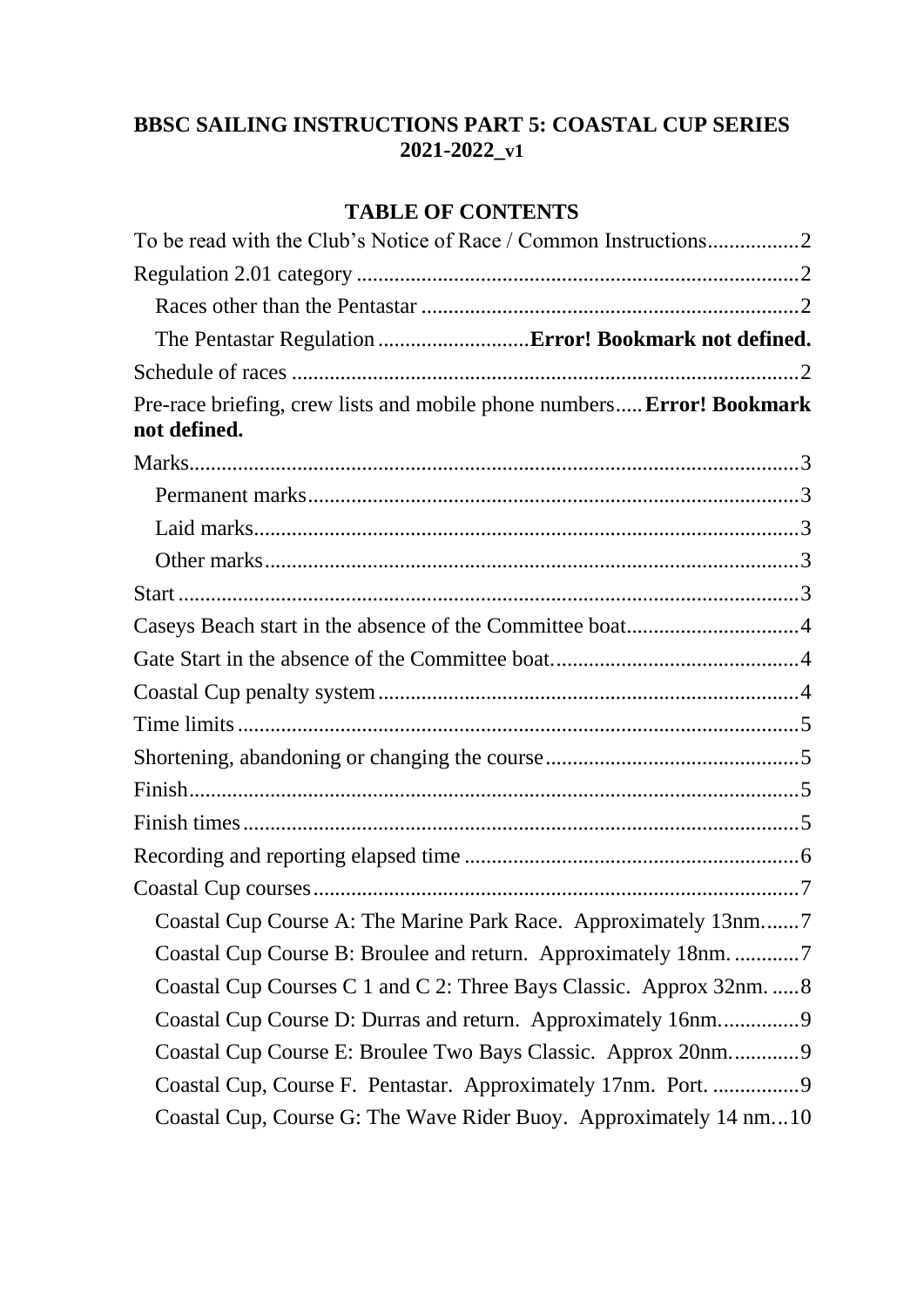# BBSC SAILING INSTRUCTIONS PART 5: COASTAL CUP SERIES 2021-2022_v1

## TABLE OF CONTENTS

To be read with the Club's Notice of Race / Common Instructions................2

Regulation 2.01 category .................................................................................2

- Races other than the Pentastar .....................................................................2
- The Pentastar Regulation ............................**Error! Bookmark not defined.**

Schedule of races ..............................................................................................2

Pre-race briefing, crew lists and mobile phone numbers.....**Error! Bookmark not defined.**

Marks.................................................................................................................3

- Permanent marks...........................................................................................3
- Laid marks.....................................................................................................3
- Other marks...................................................................................................3

Start ...................................................................................................................3

Caseys Beach start in the absence of the Committee boat................................4

Gate Start in the absence of the Committee boat..............................................4

Coastal Cup penalty system..............................................................................4

Time limits........................................................................................................5

Shortening, abandoning or changing the course...............................................5

Finish.................................................................................................................5

Finish times.......................................................................................................5

Recording and reporting elapsed time ..............................................................6

Coastal Cup courses..........................................................................................7

- Coastal Cup Course A: The Marine Park Race. Approximately 13nm.......7
- Coastal Cup Course B: Broulee and return. Approximately 18nm. ............7
- Coastal Cup Courses C 1 and C 2: Three Bays Classic. Approx 32nm. .....8
- Coastal Cup Course D: Durras and return. Approximately 16nm...............9
- Coastal Cup Course E: Broulee Two Bays Classic. Approx 20nm.............9
- Coastal Cup, Course F. Pentastar. Approximately 17nm. Port. ................9
- Coastal Cup, Course G: The Wave Rider Buoy. Approximately 14 nm...10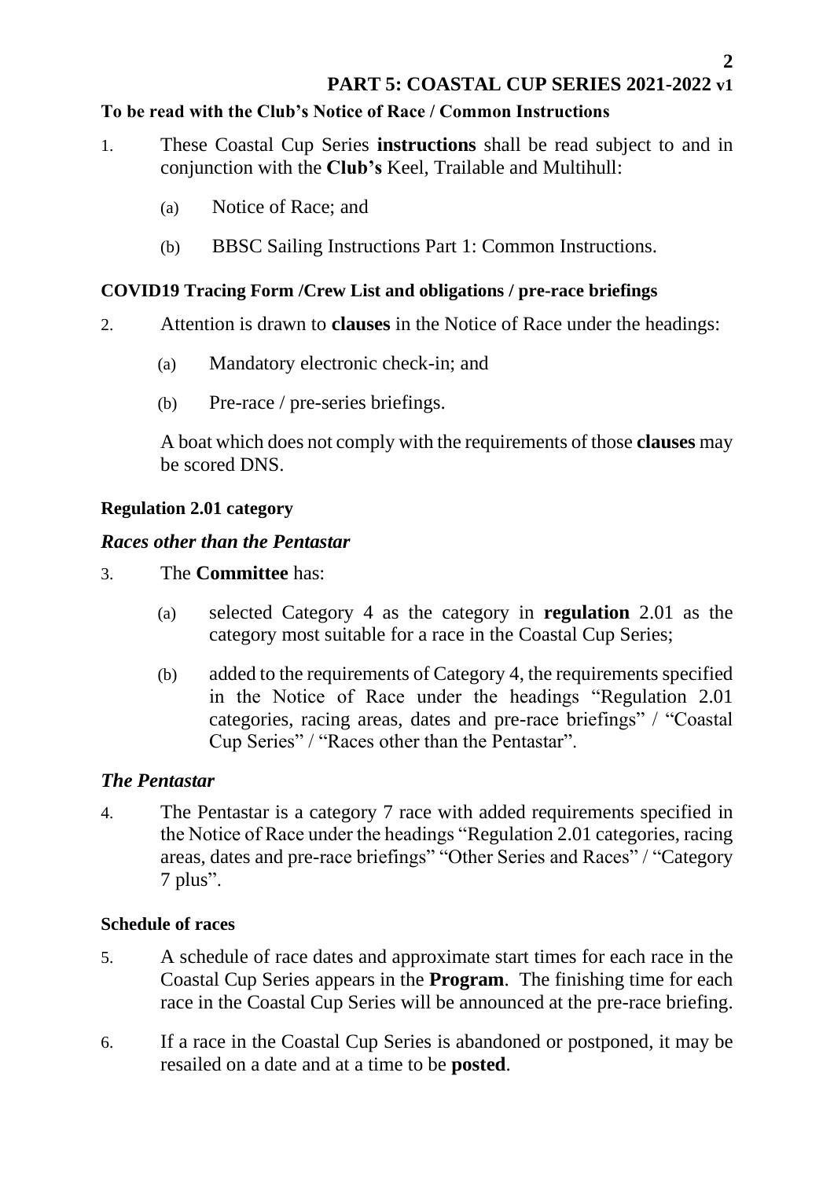# PART 5: COASTAL CUP SERIES 2021-2022 v1

**To be read with the Club's Notice of Race / Common Instructions**

1. These Coastal Cup Series **instructions** shall be read subject to and in conjunction with the **Club's** Keel, Trailable and Multihull:

   (a) Notice of Race; and

   (b) BBSC Sailing Instructions Part 1: Common Instructions.

**COVID19 Tracing Form /Crew List and obligations / pre-race briefings**

2. Attention is drawn to **clauses** in the Notice of Race under the headings:

   (a) Mandatory electronic check-in; and

   (b) Pre-race / pre-series briefings.

   A boat which does not comply with the requirements of those **clauses** may be scored DNS.

**Regulation 2.01 category**

***Races other than the Pentastar***

3. The **Committee** has:

   (a) selected Category 4 as the category in **regulation** 2.01 as the category most suitable for a race in the Coastal Cup Series;

   (b) added to the requirements of Category 4, the requirements specified in the Notice of Race under the headings "Regulation 2.01 categories, racing areas, dates and pre-race briefings" / "Coastal Cup Series" / "Races other than the Pentastar".

***The Pentastar***

4. The Pentastar is a category 7 race with added requirements specified in the Notice of Race under the headings "Regulation 2.01 categories, racing areas, dates and pre-race briefings" "Other Series and Races" / "Category 7 plus".

**Schedule of races**

5. A schedule of race dates and approximate start times for each race in the Coastal Cup Series appears in the **Program**. The finishing time for each race in the Coastal Cup Series will be announced at the pre-race briefing.

6. If a race in the Coastal Cup Series is abandoned or postponed, it may be resailed on a date and at a time to be **posted**.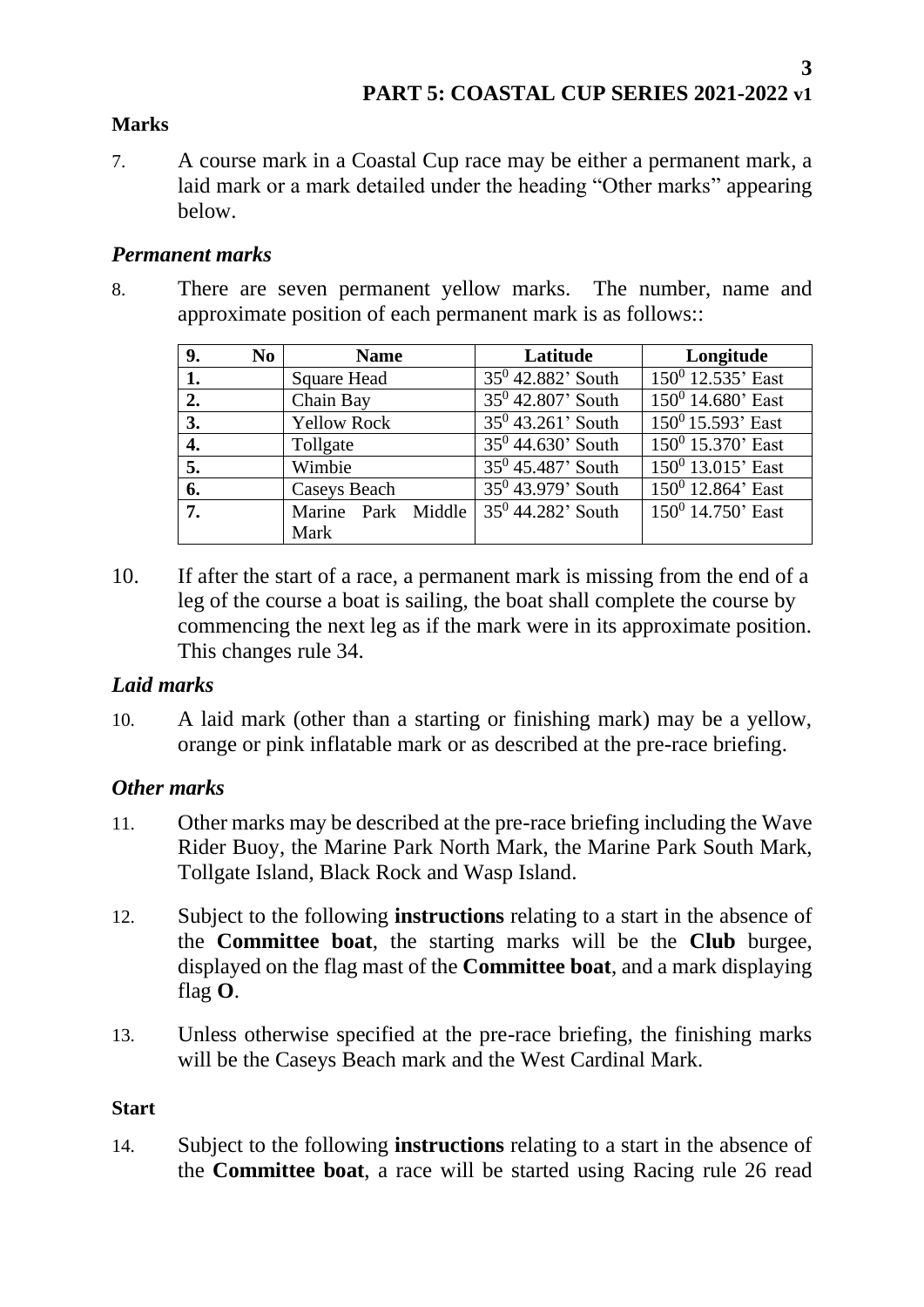**Marks**

7. A course mark in a Coastal Cup race may be either a permanent mark, a laid mark or a mark detailed under the heading "Other marks" appearing below.

### *Permanent marks*

8. There are seven permanent yellow marks. The number, name and approximate position of each permanent mark is as follows::

| 9. No | Name | Latitude | Longitude |
|---|---|---|---|
| **1.** | Square Head | 35$^0$ 42.882' South | 150$^0$ 12.535' East |
| **2.** | Chain Bay | 35$^0$ 42.807' South | 150$^0$ 14.680' East |
| **3.** | Yellow Rock | 35$^0$ 43.261' South | 150$^0$ 15.593' East |
| **4.** | Tollgate | 35$^0$ 44.630' South | 150$^0$ 15.370' East |
| **5.** | Wimbie | 35$^0$ 45.487' South | 150$^0$ 13.015' East |
| **6.** | Caseys Beach | 35$^0$ 43.979' South | 150$^0$ 12.864' East |
| **7.** | Marine Park Middle Mark | 35$^0$ 44.282' South | 150$^0$ 14.750' East |

10. If after the start of a race, a permanent mark is missing from the end of a leg of the course a boat is sailing, the boat shall complete the course by commencing the next leg as if the mark were in its approximate position. This changes rule 34.

### *Laid marks*

10. A laid mark (other than a starting or finishing mark) may be a yellow, orange or pink inflatable mark or as described at the pre-race briefing.

### *Other marks*

11. Other marks may be described at the pre-race briefing including the Wave Rider Buoy, the Marine Park North Mark, the Marine Park South Mark, Tollgate Island, Black Rock and Wasp Island.

12. Subject to the following **instructions** relating to a start in the absence of the **Committee boat**, the starting marks will be the **Club** burgee, displayed on the flag mast of the **Committee boat**, and a mark displaying flag **O**.

13. Unless otherwise specified at the pre-race briefing, the finishing marks will be the Caseys Beach mark and the West Cardinal Mark.

**Start**

14. Subject to the following **instructions** relating to a start in the absence of the **Committee boat**, a race will be started using Racing rule 26 read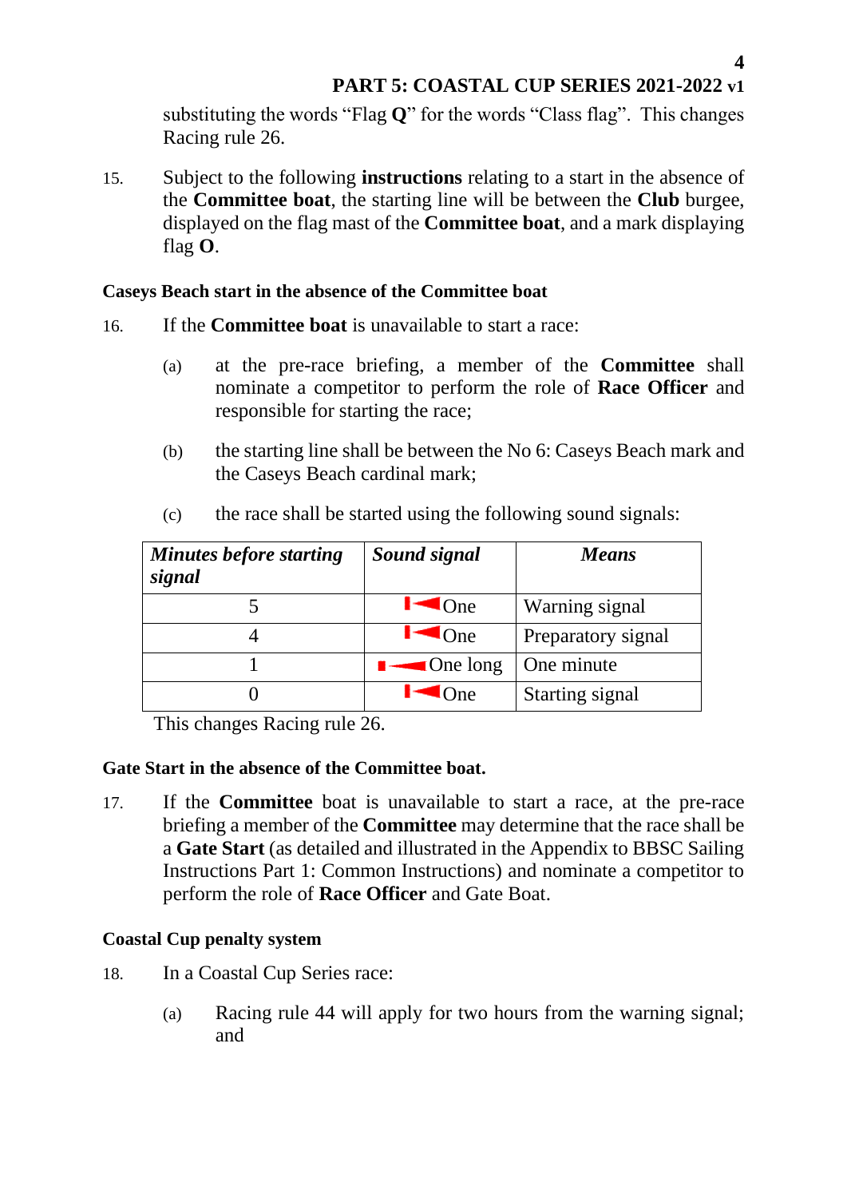substituting the words “Flag **Q**” for the words “Class flag”. This changes Racing rule 26.

15. Subject to the following **instructions** relating to a start in the absence of the **Committee boat**, the starting line will be between the **Club** burgee, displayed on the flag mast of the **Committee boat**, and a mark displaying flag **O**.

### Caseys Beach start in the absence of the Committee boat

16. If the **Committee boat** is unavailable to start a race:

    (a) at the pre-race briefing, a member of the **Committee** shall nominate a competitor to perform the role of **Race Officer** and responsible for starting the race;

    (b) the starting line shall be between the No 6: Caseys Beach mark and the Caseys Beach cardinal mark;

    (c) the race shall be started using the following sound signals:

| *Minutes before starting signal* | *Sound signal* | *Means* |
|---|---|---|
| 5 | One | Warning signal |
| 4 | One | Preparatory signal |
| 1 | One long | One minute |
| 0 | One | Starting signal |

This changes Racing rule 26.

### Gate Start in the absence of the Committee boat.

17. If the **Committee** boat is unavailable to start a race, at the pre-race briefing a member of the **Committee** may determine that the race shall be a **Gate Start** (as detailed and illustrated in the Appendix to BBSC Sailing Instructions Part 1: Common Instructions) and nominate a competitor to perform the role of **Race Officer** and Gate Boat.

### Coastal Cup penalty system

18. In a Coastal Cup Series race:

    (a) Racing rule 44 will apply for two hours from the warning signal; and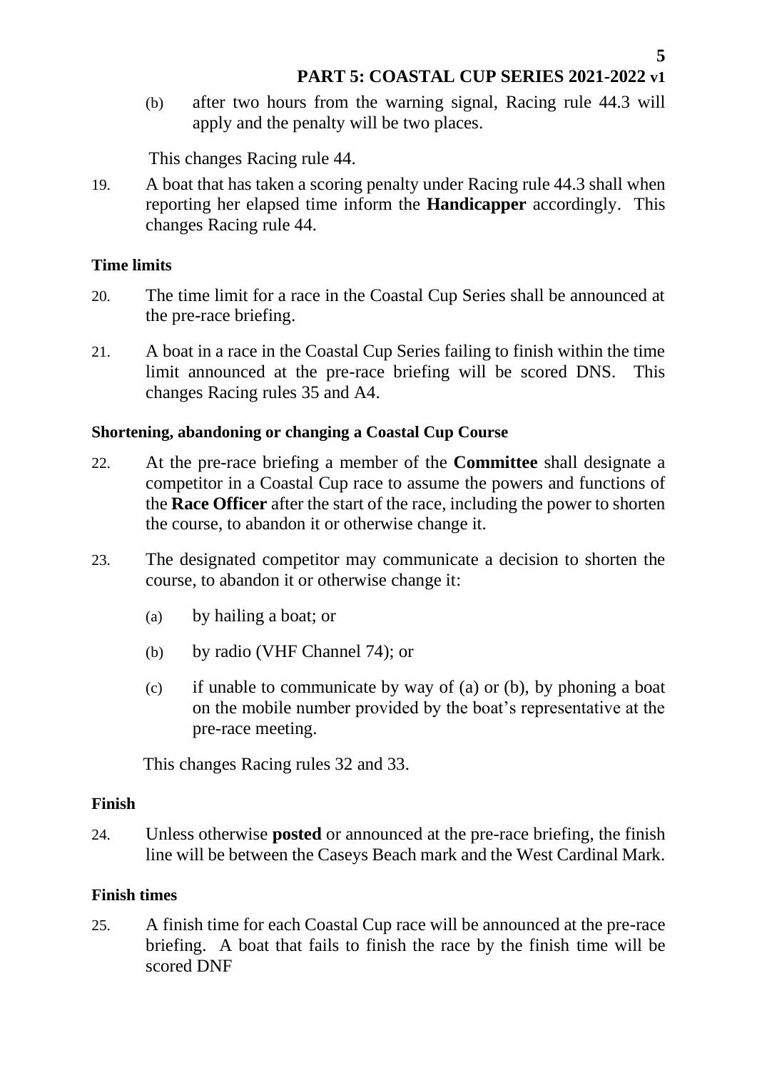(b) after two hours from the warning signal, Racing rule 44.3 will apply and the penalty will be two places.

This changes Racing rule 44.

19. A boat that has taken a scoring penalty under Racing rule 44.3 shall when reporting her elapsed time inform the **Handicapper** accordingly. This changes Racing rule 44.

**Time limits**

20. The time limit for a race in the Coastal Cup Series shall be announced at the pre-race briefing.

21. A boat in a race in the Coastal Cup Series failing to finish within the time limit announced at the pre-race briefing will be scored DNS. This changes Racing rules 35 and A4.

**Shortening, abandoning or changing a Coastal Cup Course**

22. At the pre-race briefing a member of the **Committee** shall designate a competitor in a Coastal Cup race to assume the powers and functions of the **Race Officer** after the start of the race, including the power to shorten the course, to abandon it or otherwise change it.

23. The designated competitor may communicate a decision to shorten the course, to abandon it or otherwise change it:

    (a) by hailing a boat; or

    (b) by radio (VHF Channel 74); or

    (c) if unable to communicate by way of (a) or (b), by phoning a boat on the mobile number provided by the boat's representative at the pre-race meeting.

This changes Racing rules 32 and 33.

**Finish**

24. Unless otherwise **posted** or announced at the pre-race briefing, the finish line will be between the Caseys Beach mark and the West Cardinal Mark.

**Finish times**

25. A finish time for each Coastal Cup race will be announced at the pre-race briefing. A boat that fails to finish the race by the finish time will be scored DNF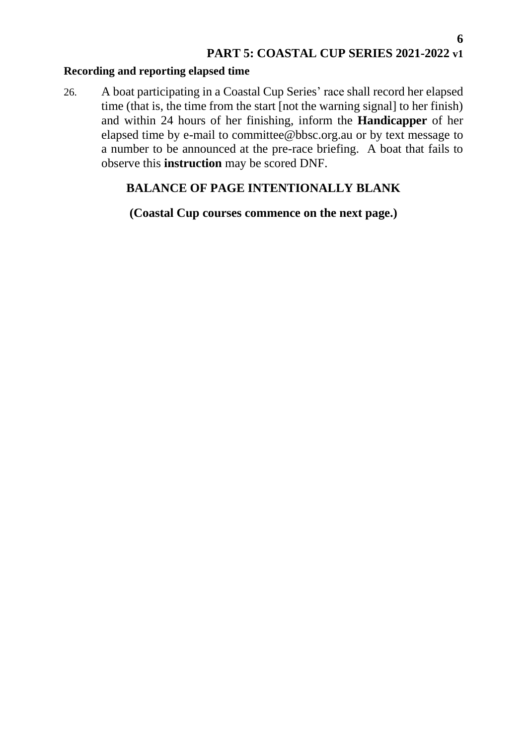### Recording and reporting elapsed time

26. A boat participating in a Coastal Cup Series' race shall record her elapsed time (that is, the time from the start [not the warning signal] to her finish) and within 24 hours of her finishing, inform the **Handicapper** of her elapsed time by e-mail to committee@bbsc.org.au or by text message to a number to be announced at the pre-race briefing. A boat that fails to observe this **instruction** may be scored DNF.

**BALANCE OF PAGE INTENTIONALLY BLANK**

**(Coastal Cup courses commence on the next page.)**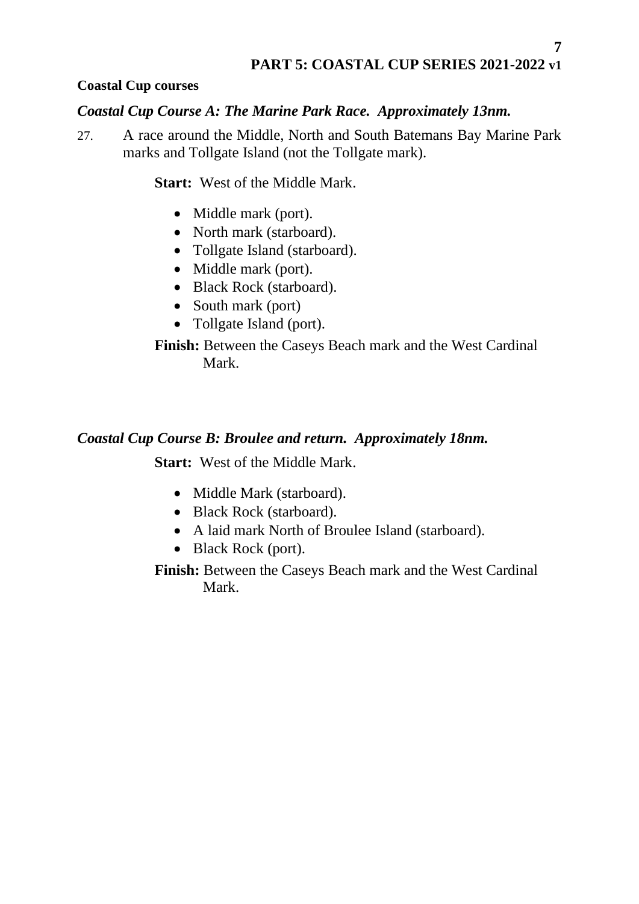# PART 5: COASTAL CUP SERIES 2021-2022 v1

**Coastal Cup courses**

### *Coastal Cup Course A: The Marine Park Race. Approximately 13nm.*

27. A race around the Middle, North and South Batemans Bay Marine Park marks and Tollgate Island (not the Tollgate mark).

**Start:** West of the Middle Mark.

- Middle mark (port).
- North mark (starboard).
- Tollgate Island (starboard).
- Middle mark (port).
- Black Rock (starboard).
- South mark (port)
- Tollgate Island (port).

**Finish:** Between the Caseys Beach mark and the West Cardinal Mark.

### *Coastal Cup Course B: Broulee and return. Approximately 18nm.*

**Start:** West of the Middle Mark.

- Middle Mark (starboard).
- Black Rock (starboard).
- A laid mark North of Broulee Island (starboard).
- Black Rock (port).

**Finish:** Between the Caseys Beach mark and the West Cardinal Mark.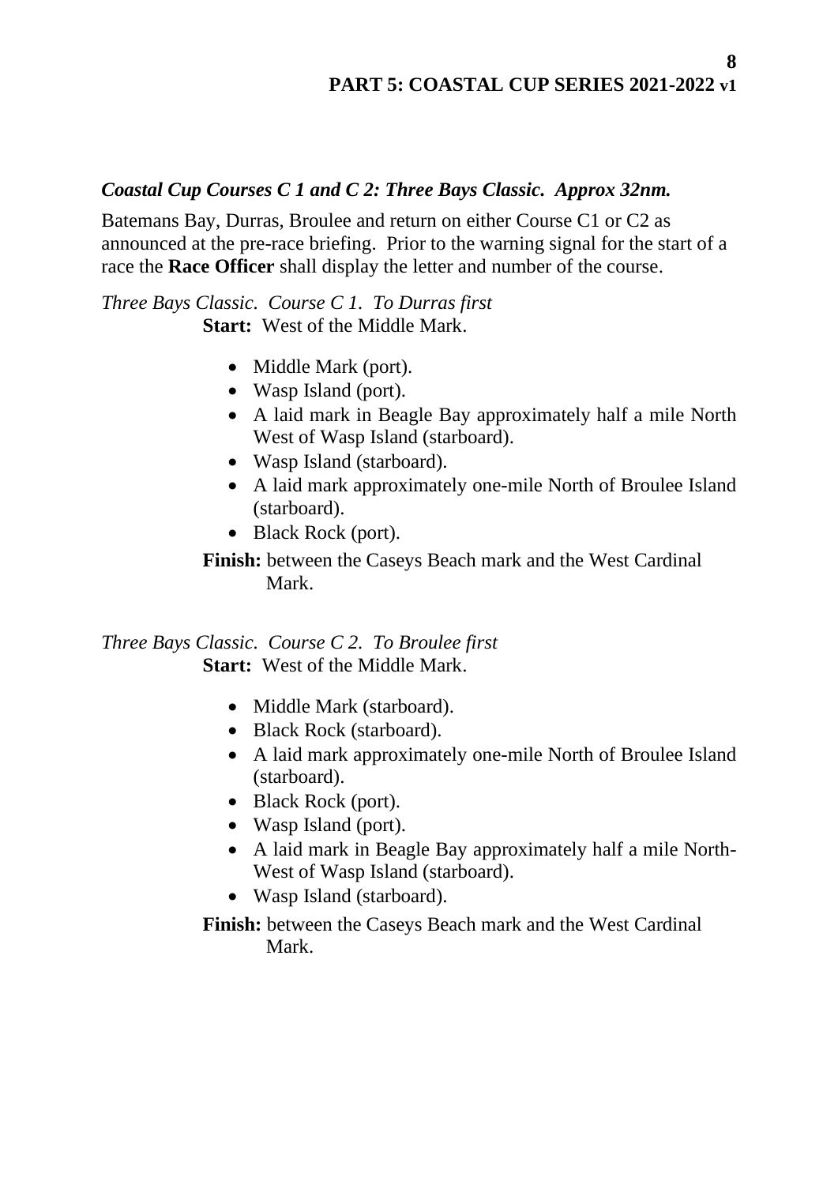***Coastal Cup Courses C 1 and C 2: Three Bays Classic. Approx 32nm.***

Batemans Bay, Durras, Broulee and return on either Course C1 or C2 as announced at the pre-race briefing. Prior to the warning signal for the start of a race the **Race Officer** shall display the letter and number of the course.

*Three Bays Classic. Course C 1. To Durras first*

**Start:** West of the Middle Mark.

- Middle Mark (port).
- Wasp Island (port).
- A laid mark in Beagle Bay approximately half a mile North West of Wasp Island (starboard).
- Wasp Island (starboard).
- A laid mark approximately one-mile North of Broulee Island (starboard).
- Black Rock (port).

**Finish:** between the Caseys Beach mark and the West Cardinal Mark.

*Three Bays Classic. Course C 2. To Broulee first*

**Start:** West of the Middle Mark.

- Middle Mark (starboard).
- Black Rock (starboard).
- A laid mark approximately one-mile North of Broulee Island (starboard).
- Black Rock (port).
- Wasp Island (port).
- A laid mark in Beagle Bay approximately half a mile North-West of Wasp Island (starboard).
- Wasp Island (starboard).

**Finish:** between the Caseys Beach mark and the West Cardinal Mark.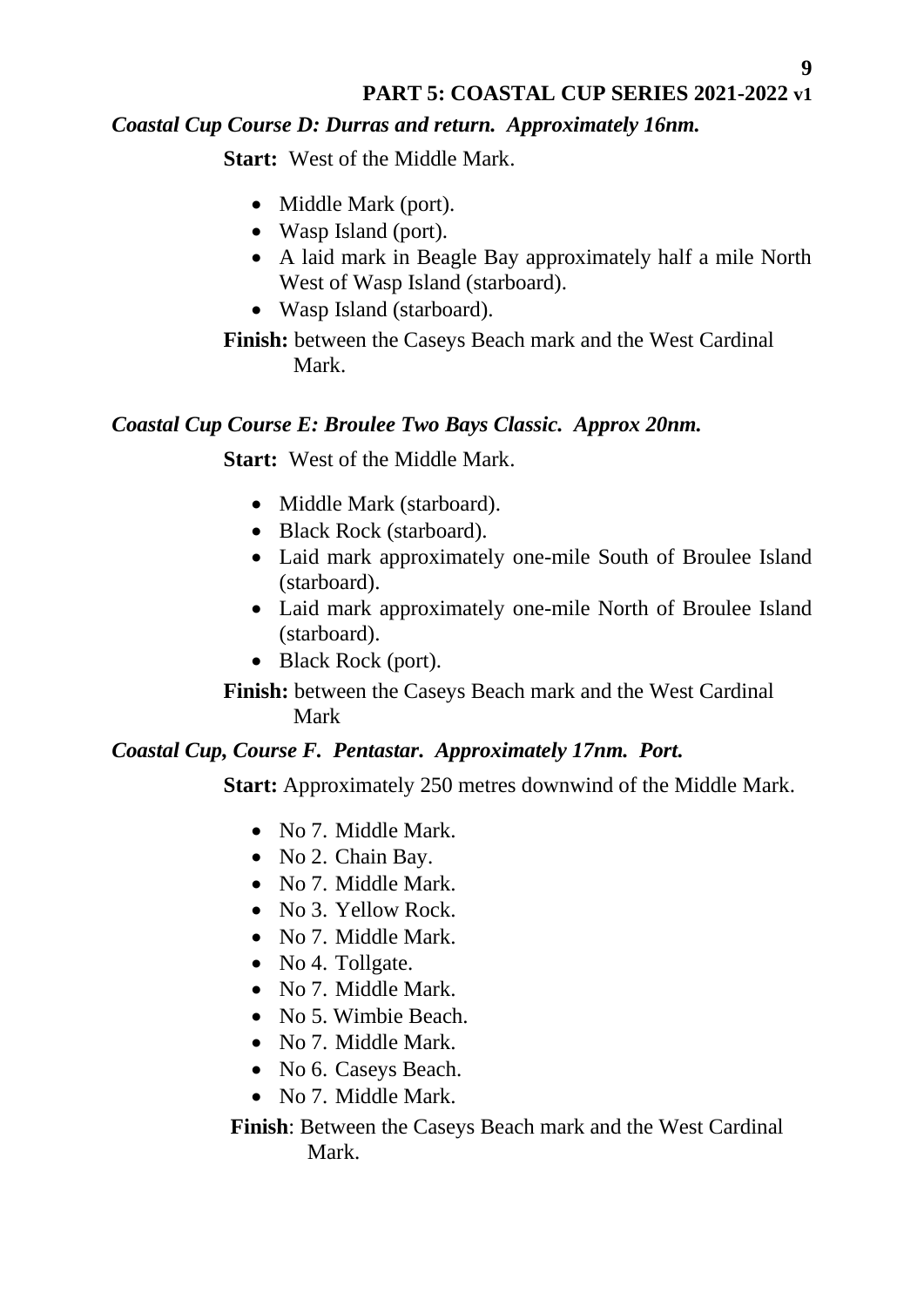## PART 5: COASTAL CUP SERIES 2021-2022 v1

***Coastal Cup Course D: Durras and return. Approximately 16nm.***

**Start:** West of the Middle Mark.

- Middle Mark (port).
- Wasp Island (port).
- A laid mark in Beagle Bay approximately half a mile North West of Wasp Island (starboard).
- Wasp Island (starboard).

**Finish:** between the Caseys Beach mark and the West Cardinal Mark.

***Coastal Cup Course E: Broulee Two Bays Classic. Approx 20nm.***

**Start:** West of the Middle Mark.

- Middle Mark (starboard).
- Black Rock (starboard).
- Laid mark approximately one-mile South of Broulee Island (starboard).
- Laid mark approximately one-mile North of Broulee Island (starboard).
- Black Rock (port).

**Finish:** between the Caseys Beach mark and the West Cardinal Mark

***Coastal Cup, Course F. Pentastar. Approximately 17nm. Port.***

**Start:** Approximately 250 metres downwind of the Middle Mark.

- No 7. Middle Mark.
- No 2. Chain Bay.
- No 7. Middle Mark.
- No 3. Yellow Rock.
- No 7. Middle Mark.
- No 4. Tollgate.
- No 7. Middle Mark.
- No 5. Wimbie Beach.
- No 7. Middle Mark.
- No 6. Caseys Beach.
- No 7. Middle Mark.

**Finish**: Between the Caseys Beach mark and the West Cardinal Mark.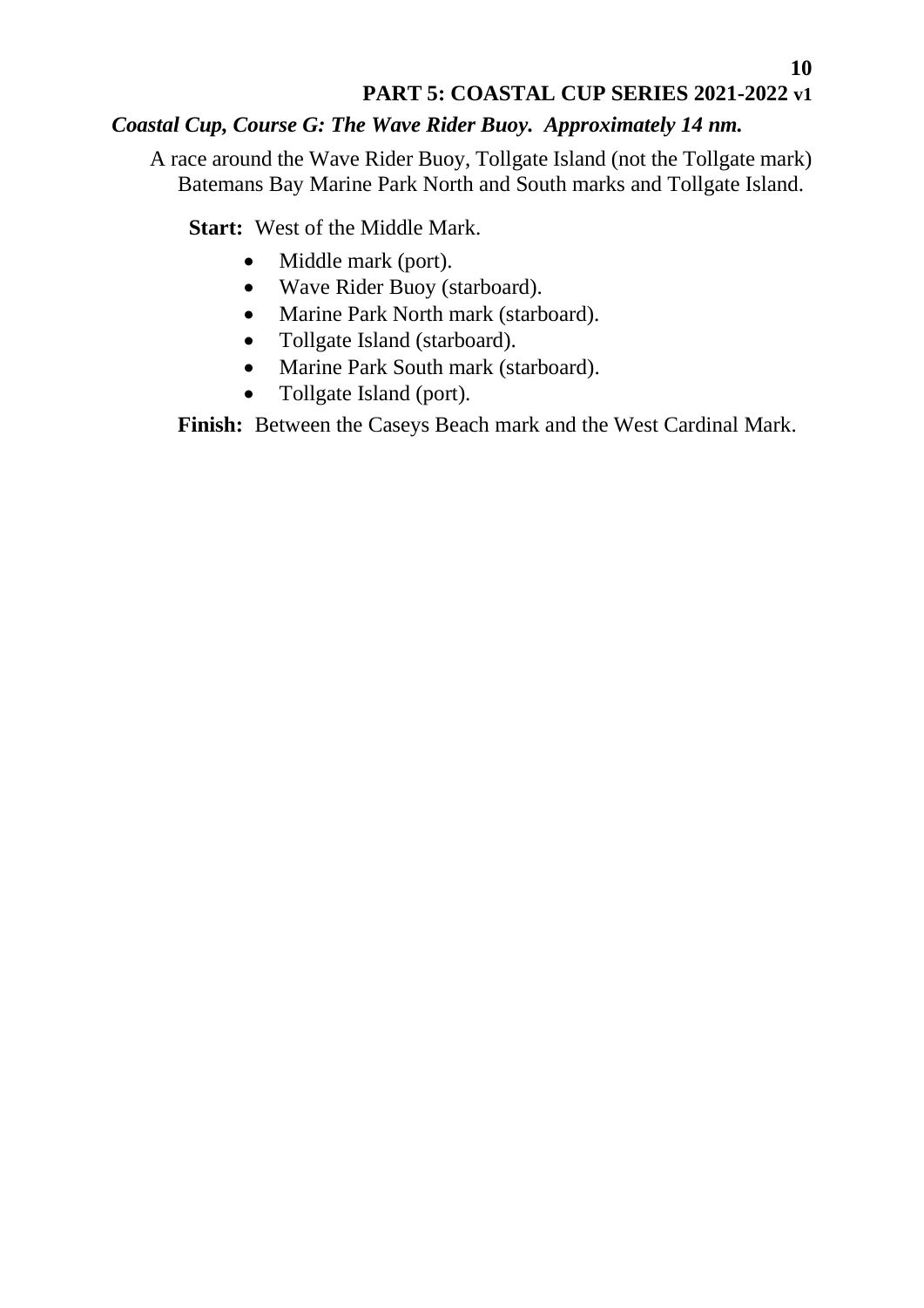## PART 5: COASTAL CUP SERIES 2021-2022 v1

### *Coastal Cup, Course G: The Wave Rider Buoy. Approximately 14 nm.*

A race around the Wave Rider Buoy, Tollgate Island (not the Tollgate mark) Batemans Bay Marine Park North and South marks and Tollgate Island.

**Start:** West of the Middle Mark.

- Middle mark (port).
- Wave Rider Buoy (starboard).
- Marine Park North mark (starboard).
- Tollgate Island (starboard).
- Marine Park South mark (starboard).
- Tollgate Island (port).

**Finish:** Between the Caseys Beach mark and the West Cardinal Mark.